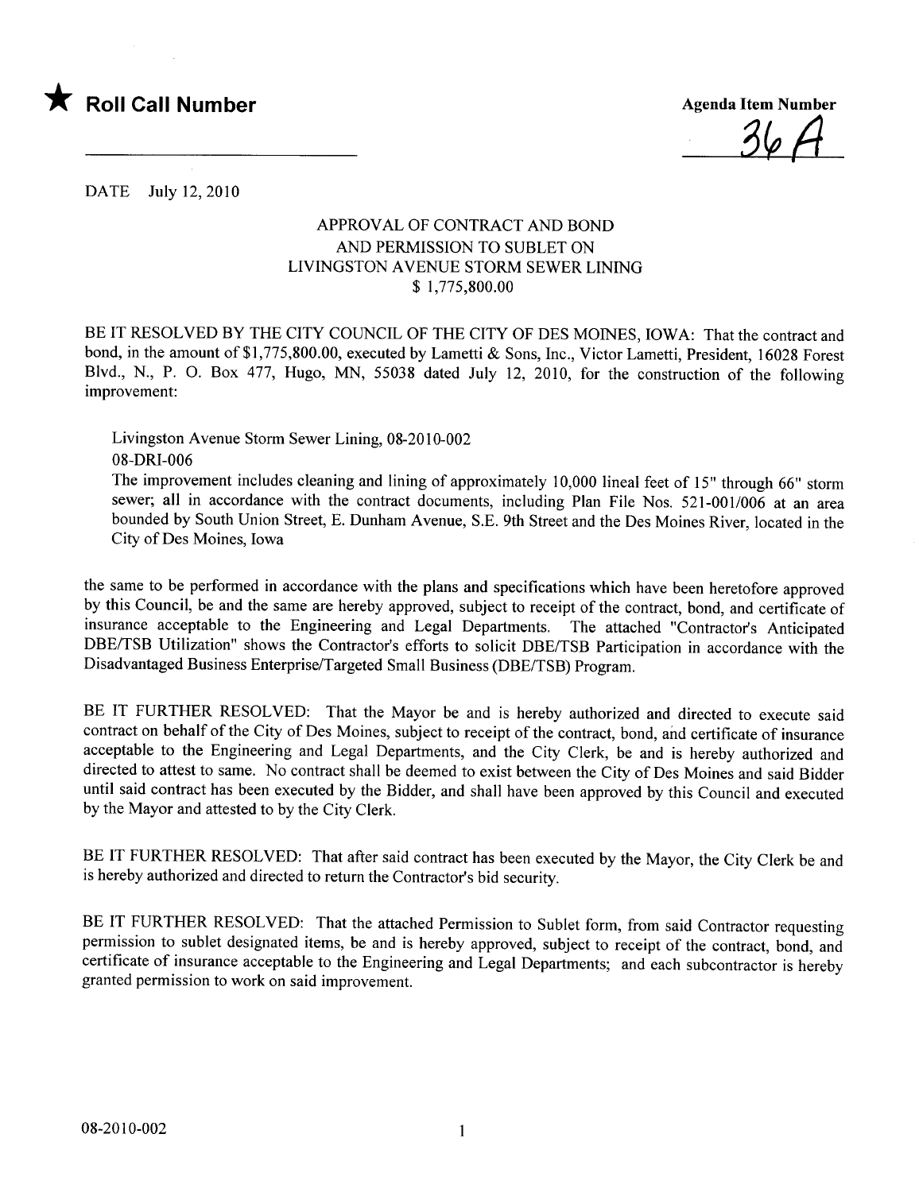★ **Roll Call Number**

**Agenda Item Number**

36A

DATE July 12, 2010

### APPROVAL OF CONTRACT AND BOND AND PERMISSION TO SUBLET ON LIVINGSTON AVENUE STORM SEWER LINING $ 1,775,800.00

BE IT RESOLVED BY THE CITY COUNCIL OF THE CITY OF DES MOINES, IOWA: That the contract and bond, in the amount of $1,775,800.00, executed by Lametti & Sons, Inc., Victor Lametti, President, 16028 Forest Blvd., N., P. O. Box 477, Hugo, MN, 55038 dated July 12, 2010, for the construction of the following improvement:

Livingston Avenue Storm Sewer Lining, 08-2010-002
08-DRI-006
The improvement includes cleaning and lining of approximately 10,000 lineal feet of 15" through 66" storm sewer; all in accordance with the contract documents, including Plan File Nos. 521-001/006 at an area bounded by South Union Street, E. Dunham Avenue, S.E. 9th Street and the Des Moines River, located in the City of Des Moines, Iowa

the same to be performed in accordance with the plans and specifications which have been heretofore approved by this Council, be and the same are hereby approved, subject to receipt of the contract, bond, and certificate of insurance acceptable to the Engineering and Legal Departments. The attached "Contractor's Anticipated DBE/TSB Utilization" shows the Contractor's efforts to solicit DBE/TSB Participation in accordance with the Disadvantaged Business Enterprise/Targeted Small Business (DBE/TSB) Program.

BE IT FURTHER RESOLVED: That the Mayor be and is hereby authorized and directed to execute said contract on behalf of the City of Des Moines, subject to receipt of the contract, bond, and certificate of insurance acceptable to the Engineering and Legal Departments, and the City Clerk, be and is hereby authorized and directed to attest to same. No contract shall be deemed to exist between the City of Des Moines and said Bidder until said contract has been executed by the Bidder, and shall have been approved by this Council and executed by the Mayor and attested to by the City Clerk.

BE IT FURTHER RESOLVED: That after said contract has been executed by the Mayor, the City Clerk be and is hereby authorized and directed to return the Contractor's bid security.

BE IT FURTHER RESOLVED: That the attached Permission to Sublet form, from said Contractor requesting permission to sublet designated items, be and is hereby approved, subject to receipt of the contract, bond, and certificate of insurance acceptable to the Engineering and Legal Departments; and each subcontractor is hereby granted permission to work on said improvement.

08-2010-002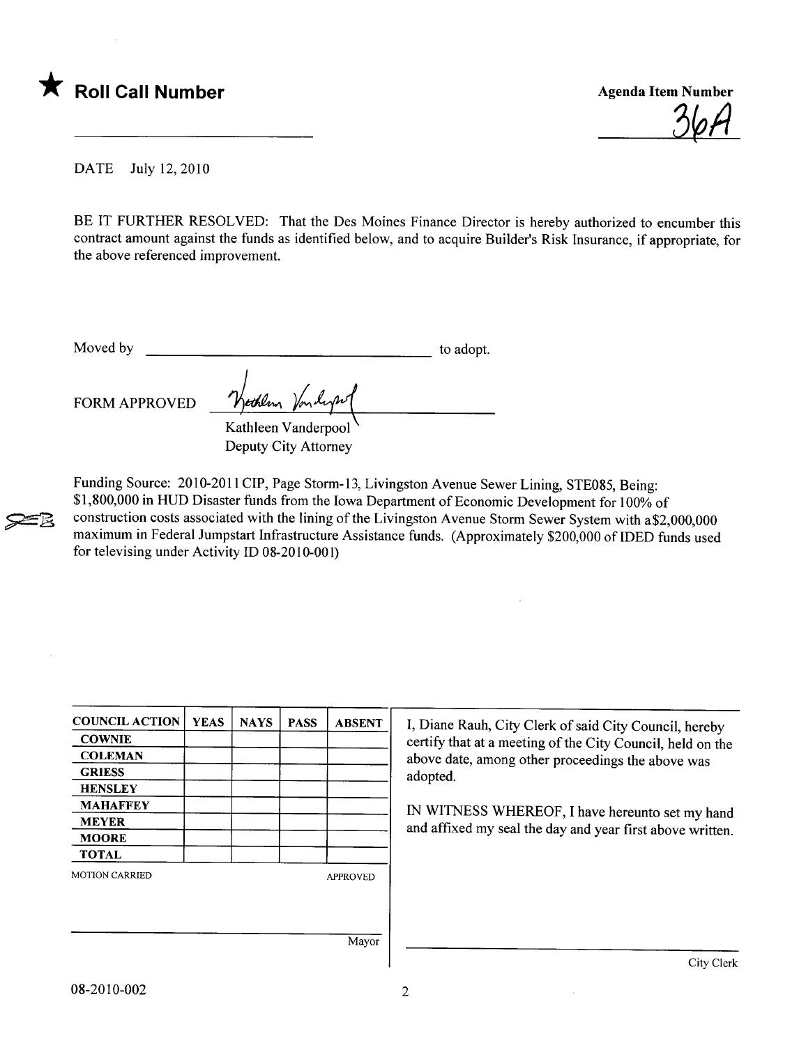★ **Roll Call Number**

**Agenda Item Number**

36A

DATE July 12, 2010

BE IT FURTHER RESOLVED: That the Des Moines Finance Director is hereby authorized to encumber this contract amount against the funds as identified below, and to acquire Builder's Risk Insurance, if appropriate, for the above referenced improvement.

Moved by \_\_\_\_\_\_\_\_\_\_\_\_\_\_\_\_\_\_\_\_\_\_\_\_\_\_\_\_\_\_\_\_ to adopt.

FORM APPROVED

Kathleen Vanderpool
Deputy City Attorney

Funding Source: 2010-2011 CIP, Page Storm-13, Livingston Avenue Sewer Lining, STE085, Being: $1,800,000 in HUD Disaster funds from the Iowa Department of Economic Development for 100% of construction costs associated with the lining of the Livingston Avenue Storm Sewer System with a$2,000,000 maximum in Federal Jumpstart Infrastructure Assistance funds. (Approximately $200,000 of IDED funds used for televising under Activity ID 08-2010-001)

| COUNCIL ACTION | YEAS | NAYS | PASS | ABSENT |
|---|---|---|---|---|
| COWNIE | | | | |
| COLEMAN | | | | |
| GRIESS | | | | |
| HENSLEY | | | | |
| MAHAFFEY | | | | |
| MEYER | | | | |
| MOORE | | | | |
| TOTAL | | | | |

MOTION CARRIED APPROVED

\_\_\_\_\_\_\_\_\_\_\_\_\_\_\_\_\_\_\_\_\_\_\_\_
Mayor

I, Diane Rauh, City Clerk of said City Council, hereby certify that at a meeting of the City Council, held on the above date, among other proceedings the above was adopted.

IN WITNESS WHEREOF, I have hereunto set my hand and affixed my seal the day and year first above written.

\_\_\_\_\_\_\_\_\_\_\_\_\_\_\_\_\_\_\_\_\_\_\_\_
City Clerk

08-2010-002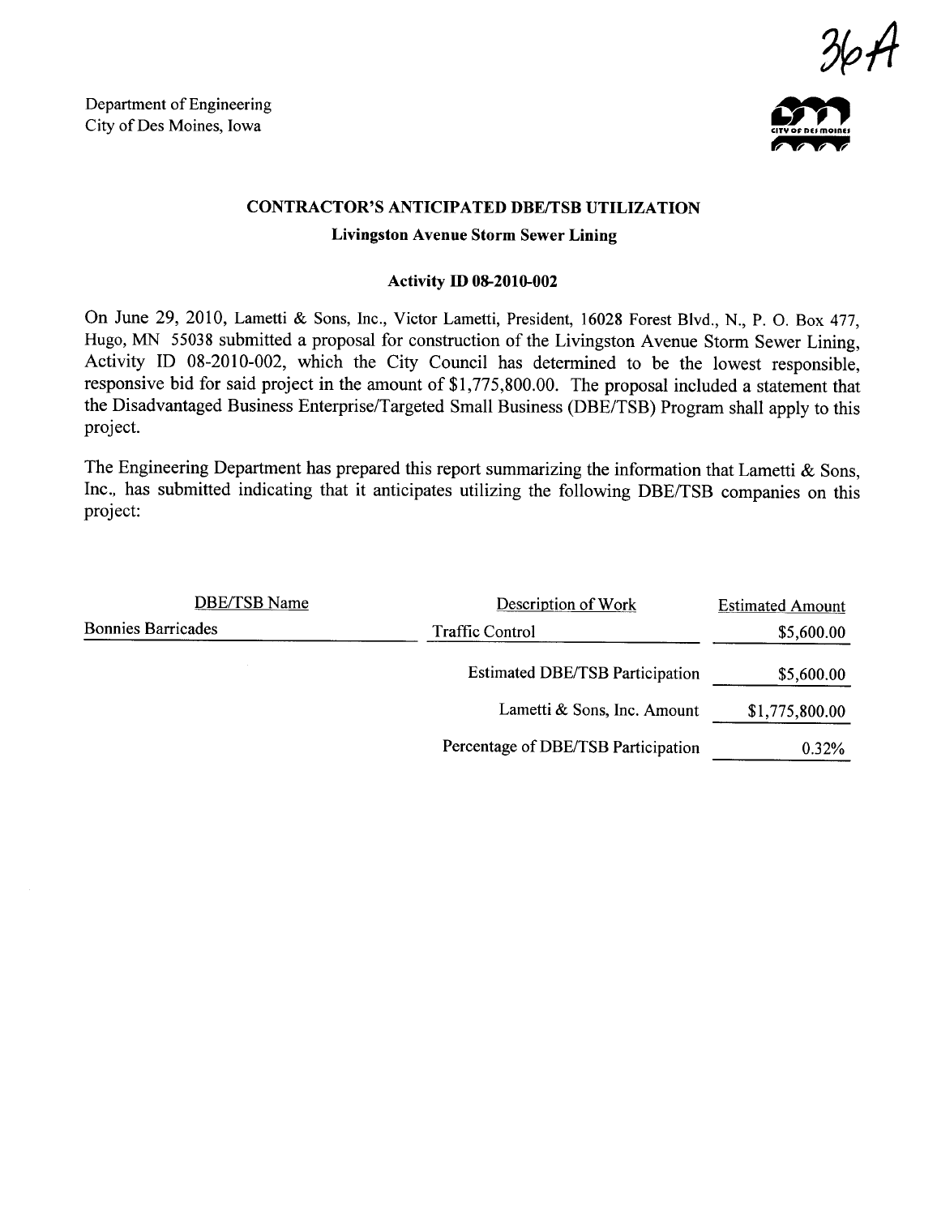36A

Department of Engineering
City of Des Moines, Iowa

## CONTRACTOR'S ANTICIPATED DBE/TSB UTILIZATION

**Livingston Avenue Storm Sewer Lining**

**Activity ID 08-2010-002**

On June 29, 2010, Lametti & Sons, Inc., Victor Lametti, President, 16028 Forest Blvd., N., P. O. Box 477, Hugo, MN 55038 submitted a proposal for construction of the Livingston Avenue Storm Sewer Lining, Activity ID 08-2010-002, which the City Council has determined to be the lowest responsible, responsive bid for said project in the amount of $1,775,800.00. The proposal included a statement that the Disadvantaged Business Enterprise/Targeted Small Business (DBE/TSB) Program shall apply to this project.

The Engineering Department has prepared this report summarizing the information that Lametti & Sons, Inc., has submitted indicating that it anticipates utilizing the following DBE/TSB companies on this project:

| DBE/TSB Name | Description of Work | Estimated Amount |
|---|---|---|
| Bonnies Barricades | Traffic Control | $5,600.00 |
| | Estimated DBE/TSB Participation | $5,600.00 |
| | Lametti & Sons, Inc. Amount | $1,775,800.00 |
| | Percentage of DBE/TSB Participation | 0.32% |